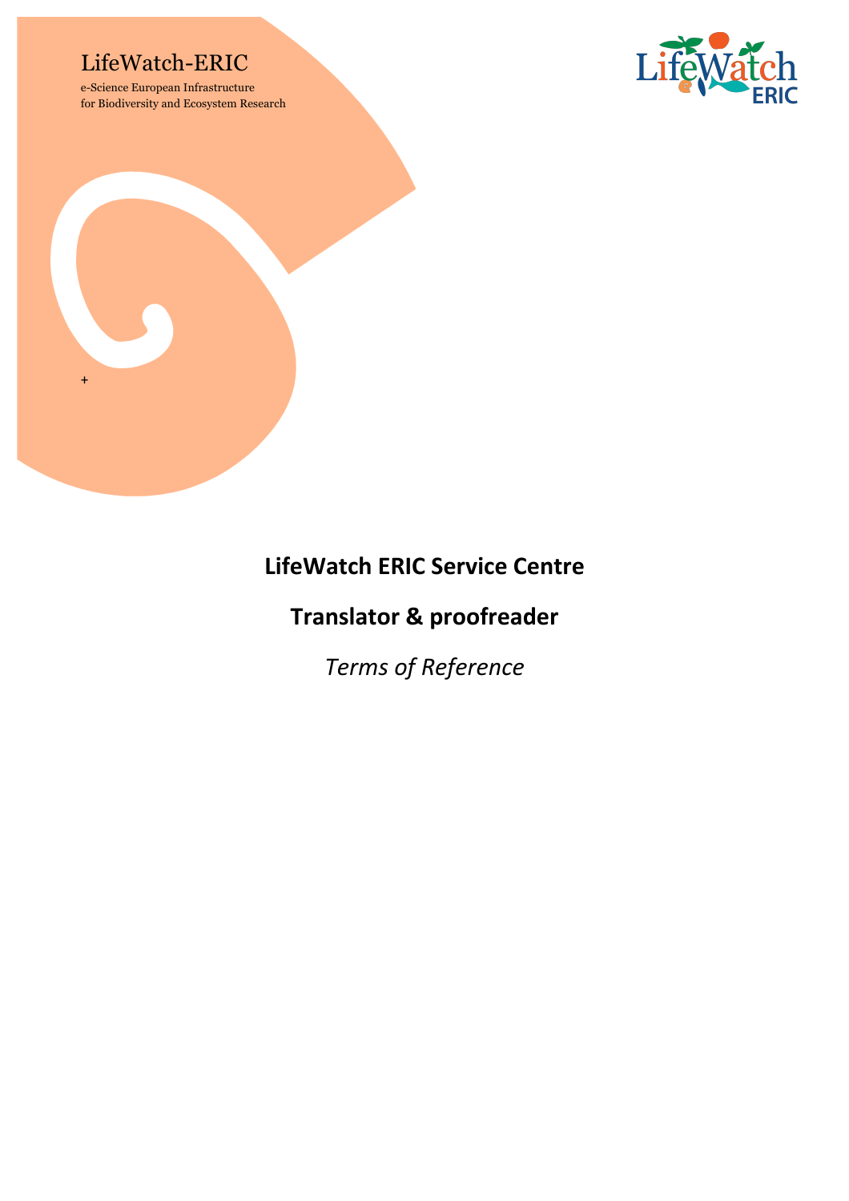LifeWatch-ERIC

e-Science European Infrastructure
for Biodiversity and Ecosystem Research

+

# LifeWatch ERIC Service Centre

# Translator & proofreader

*Terms of Reference*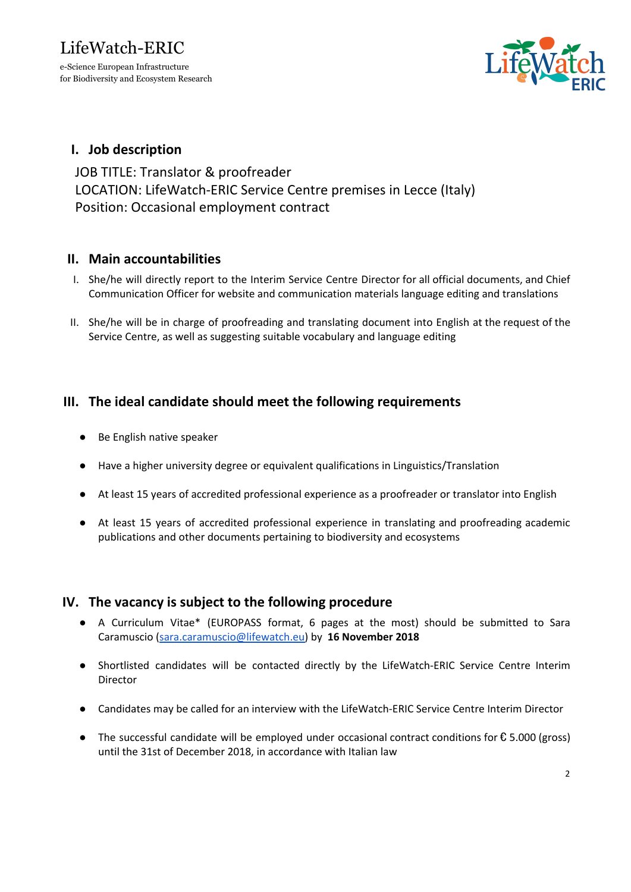LifeWatch-ERIC

e-Science European Infrastructure
for Biodiversity and Ecosystem Research

## I. Job description

JOB TITLE: Translator & proofreader
LOCATION: LifeWatch-ERIC Service Centre premises in Lecce (Italy)
Position: Occasional employment contract

## II. Main accountabilities

I. She/he will directly report to the Interim Service Centre Director for all official documents, and Chief Communication Officer for website and communication materials language editing and translations

II. She/he will be in charge of proofreading and translating document into English at the request of the Service Centre, as well as suggesting suitable vocabulary and language editing

## III. The ideal candidate should meet the following requirements

- Be English native speaker
- Have a higher university degree or equivalent qualifications in Linguistics/Translation
- At least 15 years of accredited professional experience as a proofreader or translator into English
- At least 15 years of accredited professional experience in translating and proofreading academic publications and other documents pertaining to biodiversity and ecosystems

## IV. The vacancy is subject to the following procedure

- A Curriculum Vitae* (EUROPASS format, 6 pages at the most) should be submitted to Sara Caramuscio (sara.caramuscio@lifewatch.eu) by **16 November 2018**
- Shortlisted candidates will be contacted directly by the LifeWatch-ERIC Service Centre Interim Director
- Candidates may be called for an interview with the LifeWatch-ERIC Service Centre Interim Director
- The successful candidate will be employed under occasional contract conditions for € 5.000 (gross) until the 31st of December 2018, in accordance with Italian law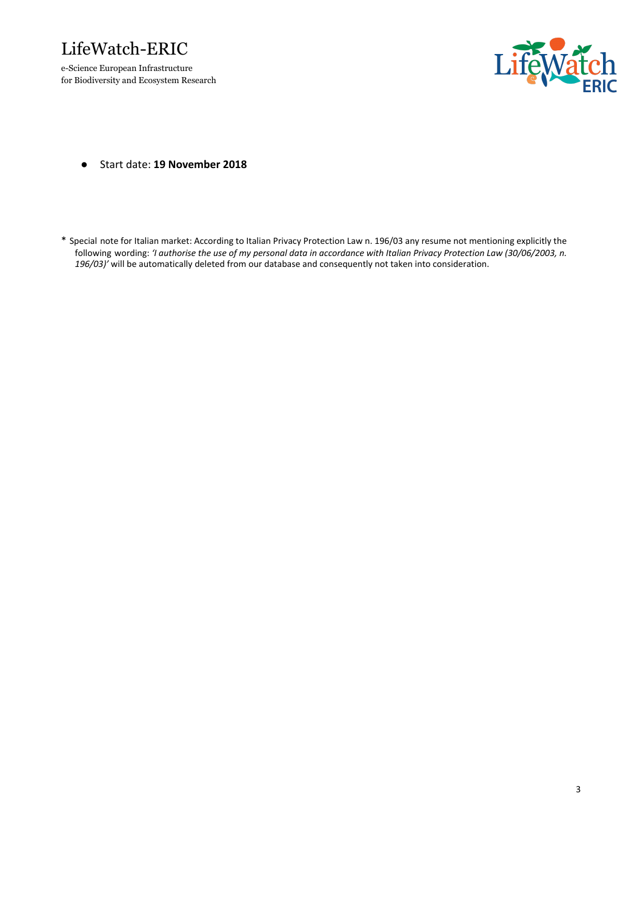- Start date: **19 November 2018**

* Special note for Italian market: According to Italian Privacy Protection Law n. 196/03 any resume not mentioning explicitly the following wording: *'I authorise the use of my personal data in accordance with Italian Privacy Protection Law (30/06/2003, n. 196/03)'* will be automatically deleted from our database and consequently not taken into consideration.